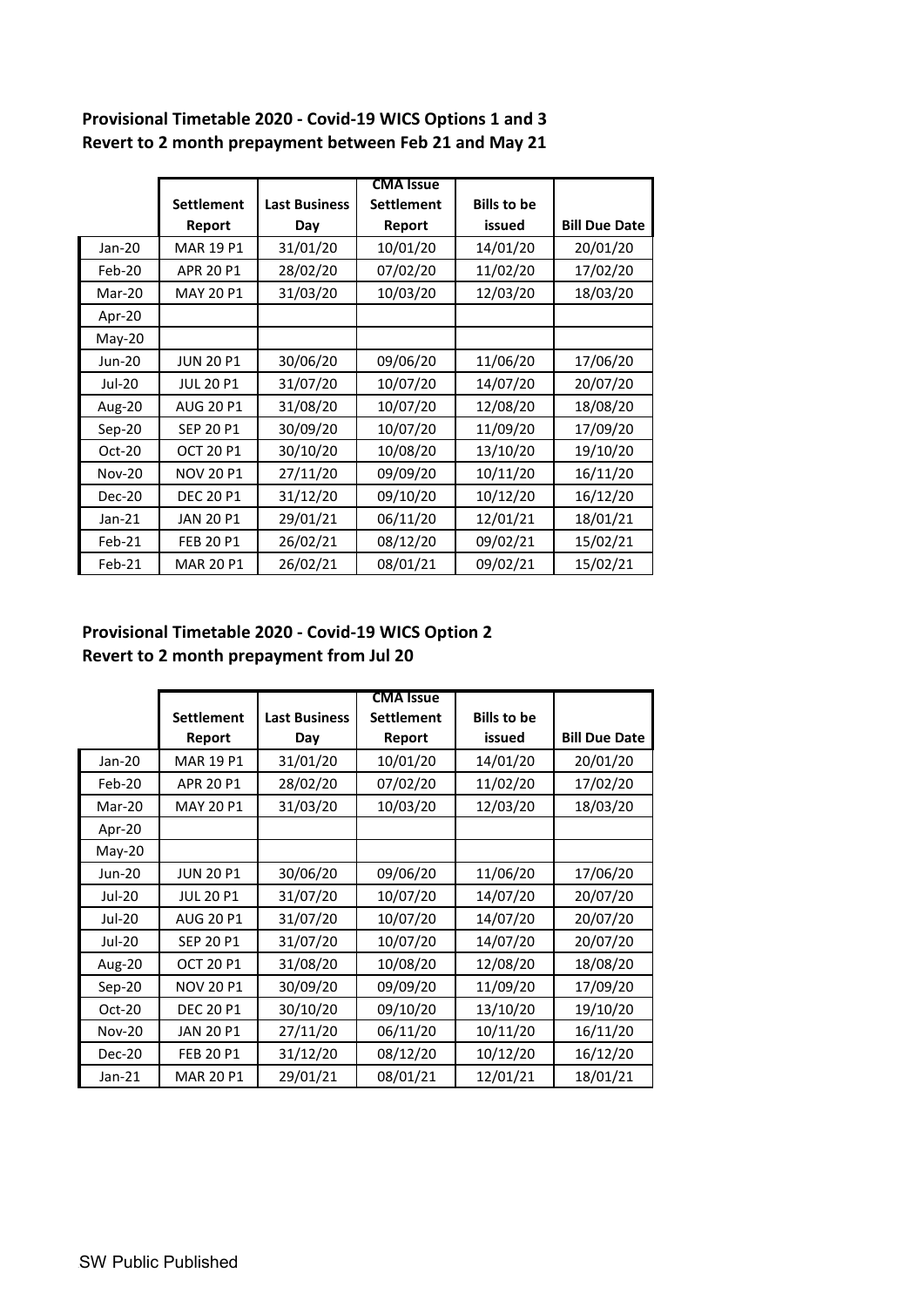## Provisional Timetable 2020 - Covid-19 WICS Options 1 and 3
## Revert to 2 month prepayment between Feb 21 and May 21

| | Settlement Report | Last Business Day | CMA Issue Settlement Report | Bills to be issued | Bill Due Date |
|---|---|---|---|---|---|
| Jan-20 | MAR 19 P1 | 31/01/20 | 10/01/20 | 14/01/20 | 20/01/20 |
| Feb-20 | APR 20 P1 | 28/02/20 | 07/02/20 | 11/02/20 | 17/02/20 |
| Mar-20 | MAY 20 P1 | 31/03/20 | 10/03/20 | 12/03/20 | 18/03/20 |
| Apr-20 | | | | | |
| May-20 | | | | | |
| Jun-20 | JUN 20 P1 | 30/06/20 | 09/06/20 | 11/06/20 | 17/06/20 |
| Jul-20 | JUL 20 P1 | 31/07/20 | 10/07/20 | 14/07/20 | 20/07/20 |
| Aug-20 | AUG 20 P1 | 31/08/20 | 10/07/20 | 12/08/20 | 18/08/20 |
| Sep-20 | SEP 20 P1 | 30/09/20 | 10/07/20 | 11/09/20 | 17/09/20 |
| Oct-20 | OCT 20 P1 | 30/10/20 | 10/08/20 | 13/10/20 | 19/10/20 |
| Nov-20 | NOV 20 P1 | 27/11/20 | 09/09/20 | 10/11/20 | 16/11/20 |
| Dec-20 | DEC 20 P1 | 31/12/20 | 09/10/20 | 10/12/20 | 16/12/20 |
| Jan-21 | JAN 20 P1 | 29/01/21 | 06/11/20 | 12/01/21 | 18/01/21 |
| Feb-21 | FEB 20 P1 | 26/02/21 | 08/12/20 | 09/02/21 | 15/02/21 |
| Feb-21 | MAR 20 P1 | 26/02/21 | 08/01/21 | 09/02/21 | 15/02/21 |

## Provisional Timetable 2020 - Covid-19 WICS Option 2
## Revert to 2 month prepayment from Jul 20

| | Settlement Report | Last Business Day | CMA Issue Settlement Report | Bills to be issued | Bill Due Date |
|---|---|---|---|---|---|
| Jan-20 | MAR 19 P1 | 31/01/20 | 10/01/20 | 14/01/20 | 20/01/20 |
| Feb-20 | APR 20 P1 | 28/02/20 | 07/02/20 | 11/02/20 | 17/02/20 |
| Mar-20 | MAY 20 P1 | 31/03/20 | 10/03/20 | 12/03/20 | 18/03/20 |
| Apr-20 | | | | | |
| May-20 | | | | | |
| Jun-20 | JUN 20 P1 | 30/06/20 | 09/06/20 | 11/06/20 | 17/06/20 |
| Jul-20 | JUL 20 P1 | 31/07/20 | 10/07/20 | 14/07/20 | 20/07/20 |
| Jul-20 | AUG 20 P1 | 31/07/20 | 10/07/20 | 14/07/20 | 20/07/20 |
| Jul-20 | SEP 20 P1 | 31/07/20 | 10/07/20 | 14/07/20 | 20/07/20 |
| Aug-20 | OCT 20 P1 | 31/08/20 | 10/08/20 | 12/08/20 | 18/08/20 |
| Sep-20 | NOV 20 P1 | 30/09/20 | 09/09/20 | 11/09/20 | 17/09/20 |
| Oct-20 | DEC 20 P1 | 30/10/20 | 09/10/20 | 13/10/20 | 19/10/20 |
| Nov-20 | JAN 20 P1 | 27/11/20 | 06/11/20 | 10/11/20 | 16/11/20 |
| Dec-20 | FEB 20 P1 | 31/12/20 | 08/12/20 | 10/12/20 | 16/12/20 |
| Jan-21 | MAR 20 P1 | 29/01/21 | 08/01/21 | 12/01/21 | 18/01/21 |

SW Public Published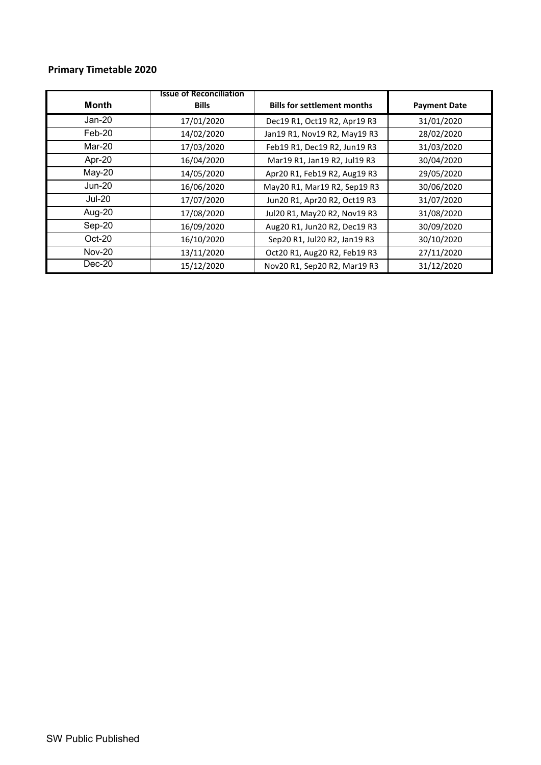**Primary Timetable 2020**

| Month | Issue of Reconciliation Bills | Bills for settlement months | Payment Date |
|---|---|---|---|
| Jan-20 | 17/01/2020 | Dec19 R1, Oct19 R2, Apr19 R3 | 31/01/2020 |
| Feb-20 | 14/02/2020 | Jan19 R1, Nov19 R2, May19 R3 | 28/02/2020 |
| Mar-20 | 17/03/2020 | Feb19 R1, Dec19 R2, Jun19 R3 | 31/03/2020 |
| Apr-20 | 16/04/2020 | Mar19 R1, Jan19 R2, Jul19 R3 | 30/04/2020 |
| May-20 | 14/05/2020 | Apr20 R1, Feb19 R2, Aug19 R3 | 29/05/2020 |
| Jun-20 | 16/06/2020 | May20 R1, Mar19 R2, Sep19 R3 | 30/06/2020 |
| Jul-20 | 17/07/2020 | Jun20 R1, Apr20 R2, Oct19 R3 | 31/07/2020 |
| Aug-20 | 17/08/2020 | Jul20 R1, May20 R2, Nov19 R3 | 31/08/2020 |
| Sep-20 | 16/09/2020 | Aug20 R1, Jun20 R2, Dec19 R3 | 30/09/2020 |
| Oct-20 | 16/10/2020 | Sep20 R1, Jul20 R2, Jan19 R3 | 30/10/2020 |
| Nov-20 | 13/11/2020 | Oct20 R1, Aug20 R2, Feb19 R3 | 27/11/2020 |
| Dec-20 | 15/12/2020 | Nov20 R1, Sep20 R2, Mar19 R3 | 31/12/2020 |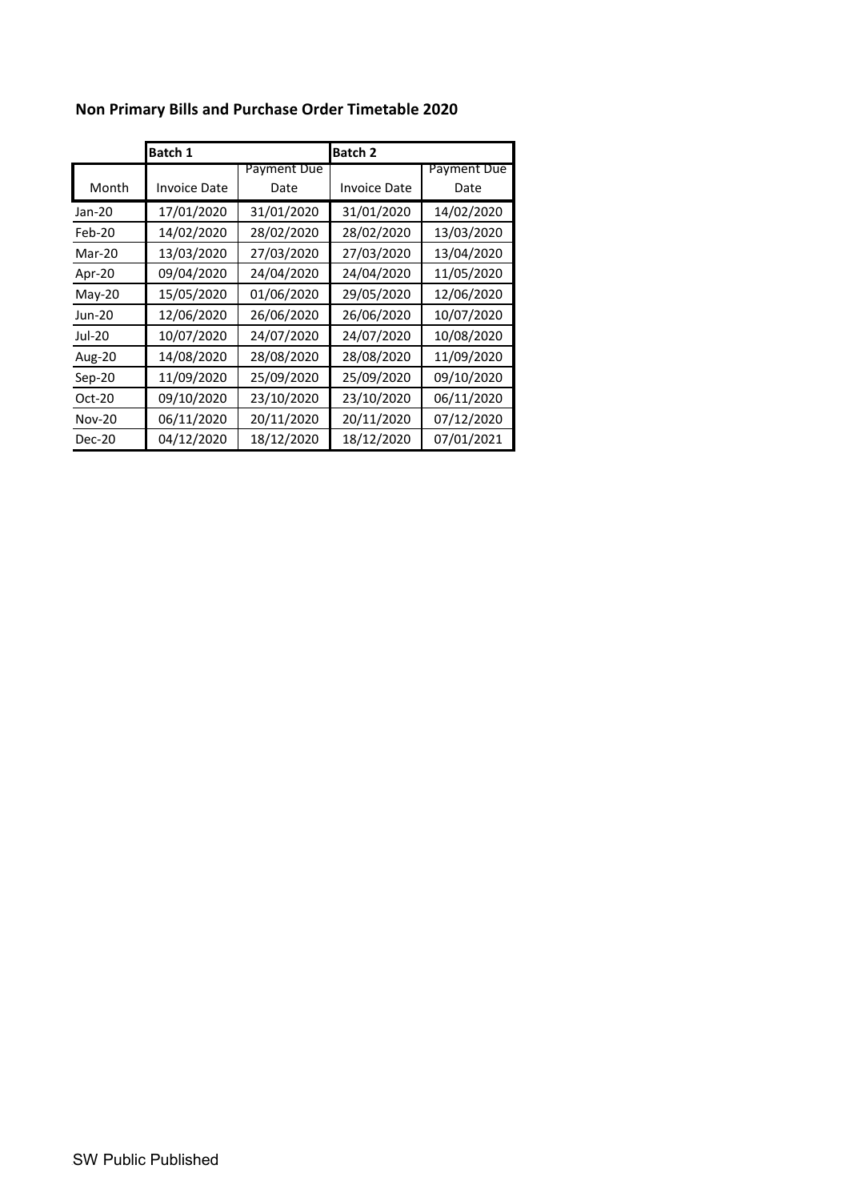**Non Primary Bills and Purchase Order Timetable 2020**

| | Batch 1 | | Batch 2 | |
|---|---|---|---|---|
| Month | Invoice Date | Payment Due Date | Invoice Date | Payment Due Date |
| Jan-20 | 17/01/2020 | 31/01/2020 | 31/01/2020 | 14/02/2020 |
| Feb-20 | 14/02/2020 | 28/02/2020 | 28/02/2020 | 13/03/2020 |
| Mar-20 | 13/03/2020 | 27/03/2020 | 27/03/2020 | 13/04/2020 |
| Apr-20 | 09/04/2020 | 24/04/2020 | 24/04/2020 | 11/05/2020 |
| May-20 | 15/05/2020 | 01/06/2020 | 29/05/2020 | 12/06/2020 |
| Jun-20 | 12/06/2020 | 26/06/2020 | 26/06/2020 | 10/07/2020 |
| Jul-20 | 10/07/2020 | 24/07/2020 | 24/07/2020 | 10/08/2020 |
| Aug-20 | 14/08/2020 | 28/08/2020 | 28/08/2020 | 11/09/2020 |
| Sep-20 | 11/09/2020 | 25/09/2020 | 25/09/2020 | 09/10/2020 |
| Oct-20 | 09/10/2020 | 23/10/2020 | 23/10/2020 | 06/11/2020 |
| Nov-20 | 06/11/2020 | 20/11/2020 | 20/11/2020 | 07/12/2020 |
| Dec-20 | 04/12/2020 | 18/12/2020 | 18/12/2020 | 07/01/2021 |

SW Public Published